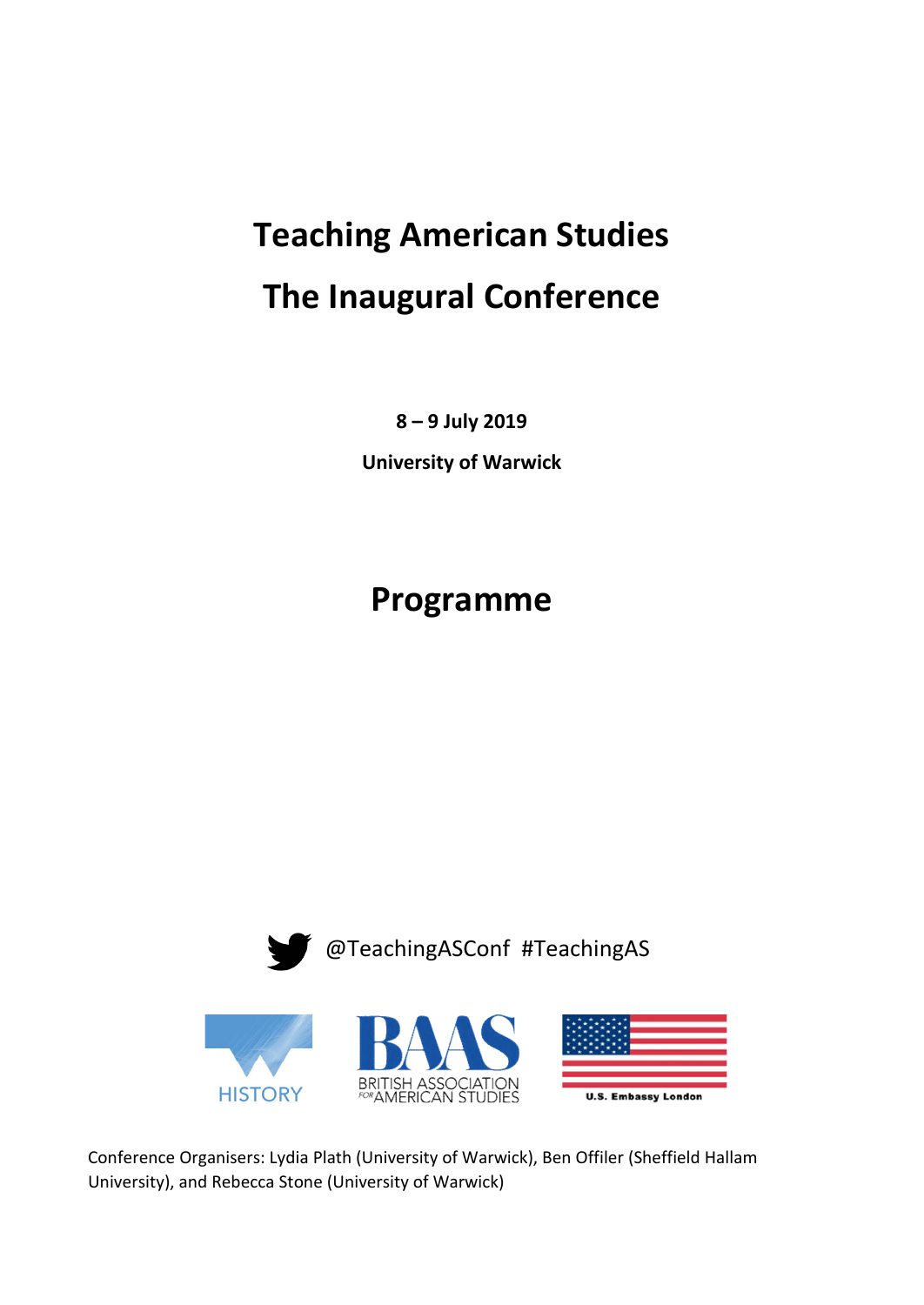# Teaching American Studies

# The Inaugural Conference

**8 – 9 July 2019**

**University of Warwick**

## Programme

@TeachingASConf #TeachingAS

HISTORY

BAAS BRITISH ASSOCIATION FOR AMERICAN STUDIES

U.S. Embassy London

Conference Organisers: Lydia Plath (University of Warwick), Ben Offiler (Sheffield Hallam University), and Rebecca Stone (University of Warwick)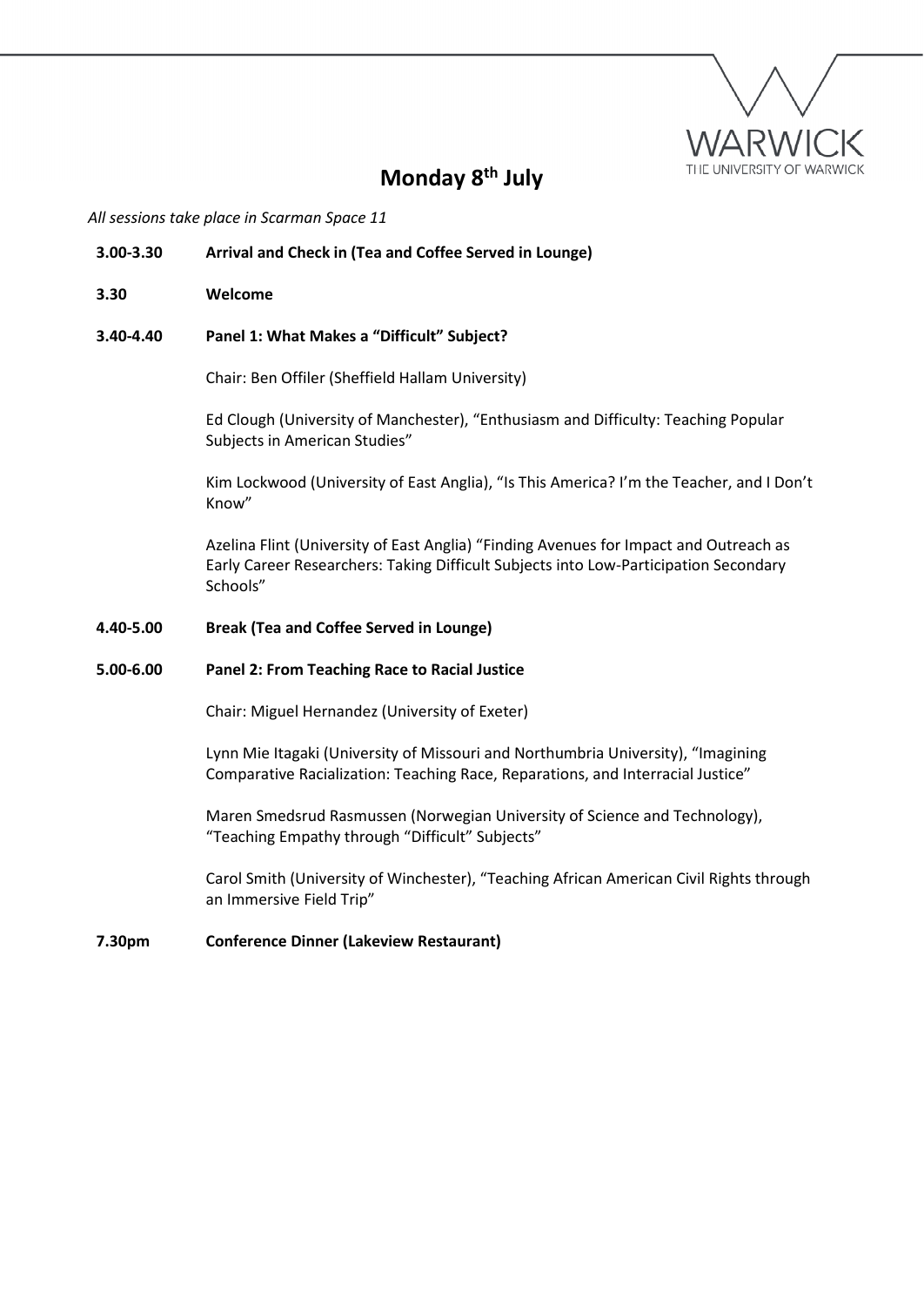## Monday 8th July

*All sessions take place in Scarman Space 11*

**3.00-3.30** **Arrival and Check in (Tea and Coffee Served in Lounge)**

**3.30** **Welcome**

**3.40-4.40** **Panel 1: What Makes a "Difficult" Subject?**

Chair: Ben Offiler (Sheffield Hallam University)

Ed Clough (University of Manchester), "Enthusiasm and Difficulty: Teaching Popular Subjects in American Studies"

Kim Lockwood (University of East Anglia), "Is This America? I'm the Teacher, and I Don't Know"

Azelina Flint (University of East Anglia) "Finding Avenues for Impact and Outreach as Early Career Researchers: Taking Difficult Subjects into Low-Participation Secondary Schools"

**4.40-5.00** **Break (Tea and Coffee Served in Lounge)**

**5.00-6.00** **Panel 2: From Teaching Race to Racial Justice**

Chair: Miguel Hernandez (University of Exeter)

Lynn Mie Itagaki (University of Missouri and Northumbria University), "Imagining Comparative Racialization: Teaching Race, Reparations, and Interracial Justice"

Maren Smedsrud Rasmussen (Norwegian University of Science and Technology), "Teaching Empathy through "Difficult" Subjects"

Carol Smith (University of Winchester), "Teaching African American Civil Rights through an Immersive Field Trip"

**7.30pm** **Conference Dinner (Lakeview Restaurant)**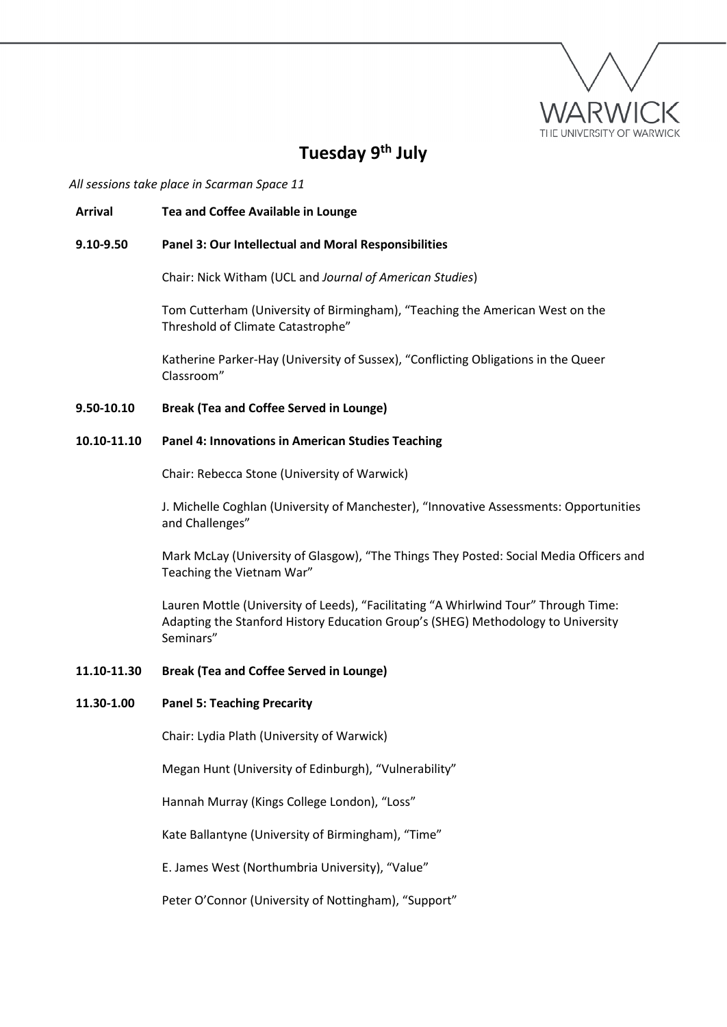# Tuesday 9th July

*All sessions take place in Scarman Space 11*

**Arrival** **Tea and Coffee Available in Lounge**

**9.10-9.50** **Panel 3: Our Intellectual and Moral Responsibilities**

Chair: Nick Witham (UCL and *Journal of American Studies*)

Tom Cutterham (University of Birmingham), "Teaching the American West on the Threshold of Climate Catastrophe"

Katherine Parker-Hay (University of Sussex), "Conflicting Obligations in the Queer Classroom"

**9.50-10.10** **Break (Tea and Coffee Served in Lounge)**

**10.10-11.10** **Panel 4: Innovations in American Studies Teaching**

Chair: Rebecca Stone (University of Warwick)

J. Michelle Coghlan (University of Manchester), "Innovative Assessments: Opportunities and Challenges"

Mark McLay (University of Glasgow), "The Things They Posted: Social Media Officers and Teaching the Vietnam War"

Lauren Mottle (University of Leeds), "Facilitating "A Whirlwind Tour" Through Time: Adapting the Stanford History Education Group's (SHEG) Methodology to University Seminars"

**11.10-11.30** **Break (Tea and Coffee Served in Lounge)**

**11.30-1.00** **Panel 5: Teaching Precarity**

Chair: Lydia Plath (University of Warwick)

Megan Hunt (University of Edinburgh), "Vulnerability"

Hannah Murray (Kings College London), "Loss"

Kate Ballantyne (University of Birmingham), "Time"

E. James West (Northumbria University), "Value"

Peter O'Connor (University of Nottingham), "Support"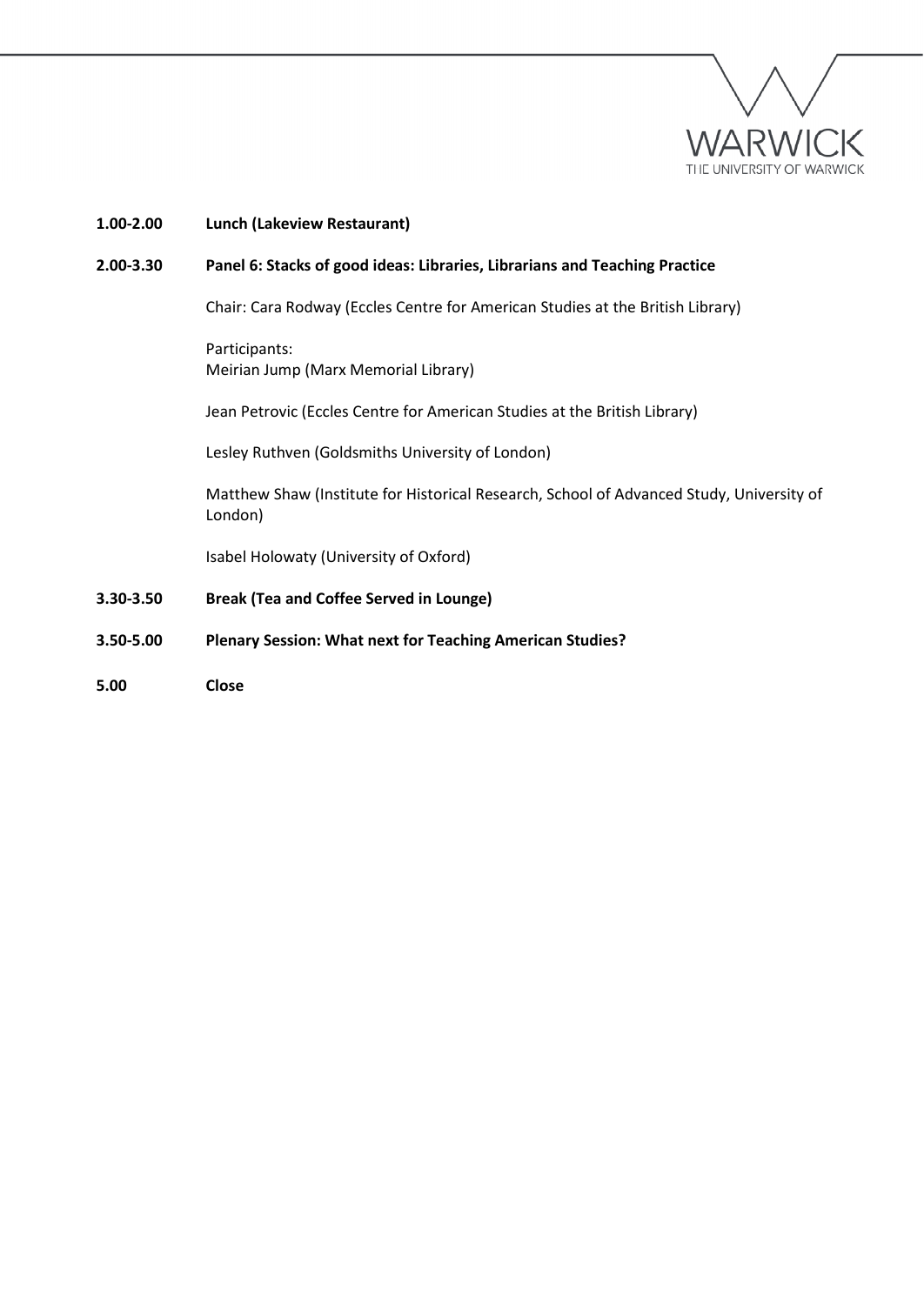**1.00-2.00** **Lunch (Lakeview Restaurant)**

**2.00-3.30** **Panel 6: Stacks of good ideas: Libraries, Librarians and Teaching Practice**

Chair: Cara Rodway (Eccles Centre for American Studies at the British Library)

Participants:
Meirian Jump (Marx Memorial Library)

Jean Petrovic (Eccles Centre for American Studies at the British Library)

Lesley Ruthven (Goldsmiths University of London)

Matthew Shaw (Institute for Historical Research, School of Advanced Study, University of London)

Isabel Holowaty (University of Oxford)

**3.30-3.50** **Break (Tea and Coffee Served in Lounge)**

**3.50-5.00** **Plenary Session: What next for Teaching American Studies?**

**5.00** **Close**